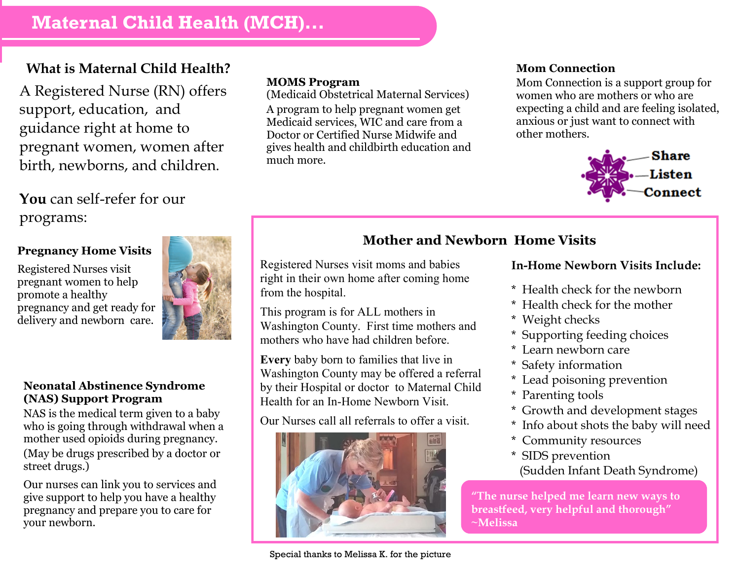# Maternal Child Health (MCH)…

## What is Maternal Child Health?

A Registered Nurse (RN) offers support, education, and guidance right at home to pregnant women, women after birth, newborns, and children.

**You** can self-refer for our programs:

### Pregnancy Home Visits

Registered Nurses visit pregnant women to help promote a healthy pregnancy and get ready for delivery and newborn care.

### Neonatal Abstinence Syndrome (NAS) Support Program

NAS is the medical term given to a baby who is going through withdrawal when a mother used opioids during pregnancy. (May be drugs prescribed by a doctor or street drugs.)

Our nurses can link you to services and give support to help you have a healthy pregnancy and prepare you to care for your newborn.

### MOMS Program

(Medicaid Obstetrical Maternal Services)

A program to help pregnant women get Medicaid services, WIC and care from a Doctor or Certified Nurse Midwife and gives health and childbirth education and much more.

### Mom Connection

Mom Connection is a support group for women who are mothers or who are expecting a child and are feeling isolated, anxious or just want to connect with other mothers.

**Share**
**Listen**
**Connect**

## Mother and Newborn Home Visits

Registered Nurses visit moms and babies right in their own home after coming home from the hospital.

This program is for ALL mothers in Washington County. First time mothers and mothers who have had children before.

**Every** baby born to families that live in Washington County may be offered a referral by their Hospital or doctor to Maternal Child Health for an In-Home Newborn Visit.

Our Nurses call all referrals to offer a visit.

Special thanks to Melissa K. for the picture

### In-Home Newborn Visits Include:

- Health check for the newborn
- Health check for the mother
- Weight checks
- Supporting feeding choices
- Learn newborn care
- Safety information
- Lead poisoning prevention
- Parenting tools
- Growth and development stages
- Info about shots the baby will need
- Community resources
- SIDS prevention (Sudden Infant Death Syndrome)

**"The nurse helped me learn new ways to breastfeed, very helpful and thorough" ~Melissa**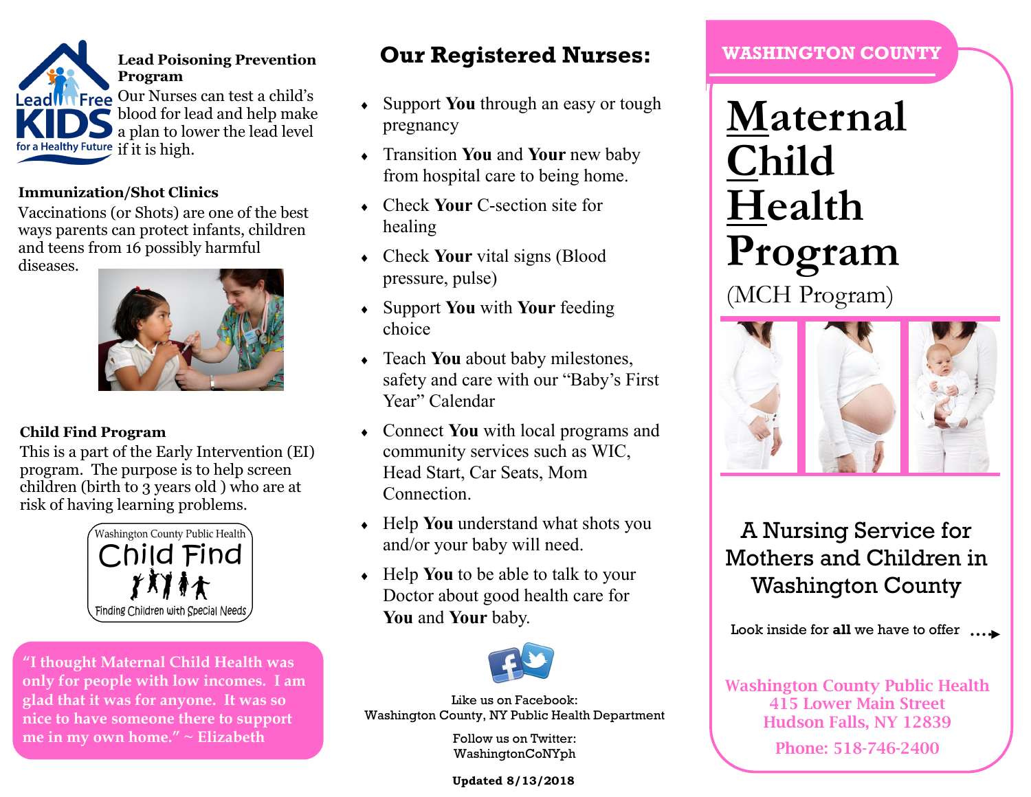**Lead Poisoning Prevention Program**

Our Nurses can test a child's blood for lead and help make a plan to lower the lead level if it is high.

Lead Free KIDS for a Healthy Future

**Immunization/Shot Clinics**

Vaccinations (or Shots) are one of the best ways parents can protect infants, children and teens from 16 possibly harmful diseases.

**Child Find Program**

This is a part of the Early Intervention (EI) program. The purpose is to help screen children (birth to 3 years old ) who are at risk of having learning problems.

Washington County Public Health
Child Find
Finding Children with Special Needs

"I thought Maternal Child Health was only for people with low incomes. I am glad that it was for anyone. It was so nice to have someone there to support me in my own home." ~ Elizabeth

## Our Registered Nurses:

- Support **You** through an easy or tough pregnancy
- Transition **You** and **Your** new baby from hospital care to being home.
- Check **Your** C-section site for healing
- Check **Your** vital signs (Blood pressure, pulse)
- Support **You** with **Your** feeding choice
- Teach **You** about baby milestones, safety and care with our "Baby's First Year" Calendar
- Connect **You** with local programs and community services such as WIC, Head Start, Car Seats, Mom Connection.
- Help **You** understand what shots you and/or your baby will need.
- Help **You** to be able to talk to your Doctor about good health care for **You** and **Your** baby.

Like us on Facebook:
Washington County, NY Public Health Department

Follow us on Twitter:
WashingtonCoNYph

**Updated 8/13/2018**

WASHINGTON COUNTY

# Maternal Child Health Program

(MCH Program)

A Nursing Service for Mothers and Children in Washington County

Look inside for **all** we have to offer

Washington County Public Health
415 Lower Main Street
Hudson Falls, NY 12839

Phone: 518-746-2400